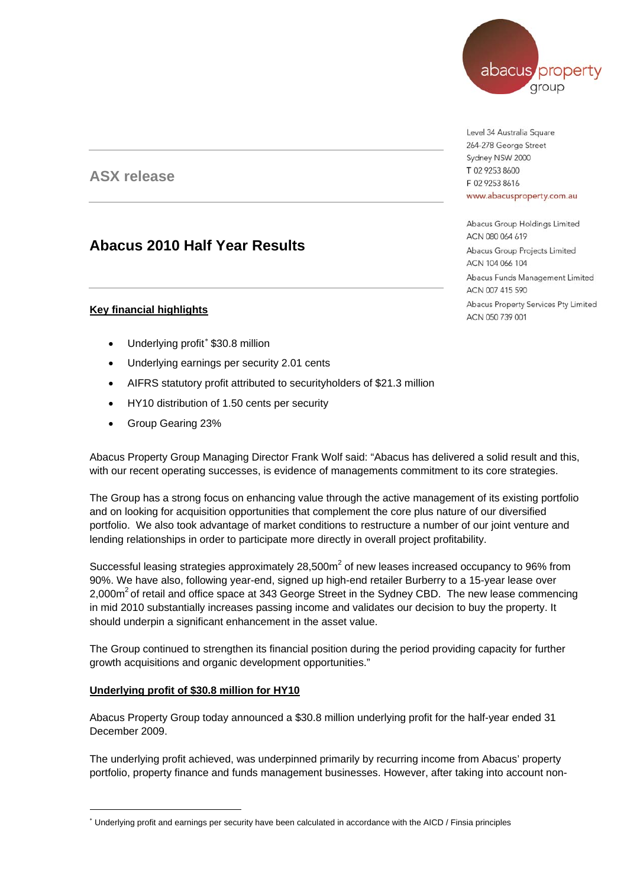abacus property group

Level 34 Australia Square
264-278 George Street
Sydney NSW 2000
T 02 9253 8600
F 02 9253 8616
www.abacusproperty.com.au

Abacus Group Holdings Limited
ACN 080 064 619
Abacus Group Projects Limited
ACN 104 066 104
Abacus Funds Management Limited
ACN 007 415 590
Abacus Property Services Pty Limited
ACN 050 739 001

## ASX release

# Abacus 2010 Half Year Results

### Key financial highlights

- Underlying profit* $30.8 million
- Underlying earnings per security 2.01 cents
- AIFRS statutory profit attributed to securityholders of $21.3 million
- HY10 distribution of 1.50 cents per security
- Group Gearing 23%

Abacus Property Group Managing Director Frank Wolf said: "Abacus has delivered a solid result and this, with our recent operating successes, is evidence of managements commitment to its core strategies.

The Group has a strong focus on enhancing value through the active management of its existing portfolio and on looking for acquisition opportunities that complement the core plus nature of our diversified portfolio. We also took advantage of market conditions to restructure a number of our joint venture and lending relationships in order to participate more directly in overall project profitability.

Successful leasing strategies approximately 28,500m$^2$ of new leases increased occupancy to 96% from 90%. We have also, following year-end, signed up high-end retailer Burberry to a 15-year lease over 2,000m$^2$ of retail and office space at 343 George Street in the Sydney CBD. The new lease commencing in mid 2010 substantially increases passing income and validates our decision to buy the property. It should underpin a significant enhancement in the asset value.

The Group continued to strengthen its financial position during the period providing capacity for further growth acquisitions and organic development opportunities."

### Underlying profit of $30.8 million for HY10

Abacus Property Group today announced a $30.8 million underlying profit for the half-year ended 31 December 2009.

The underlying profit achieved, was underpinned primarily by recurring income from Abacus' property portfolio, property finance and funds management businesses. However, after taking into account non-

* Underlying profit and earnings per security have been calculated in accordance with the AICD / Finsia principles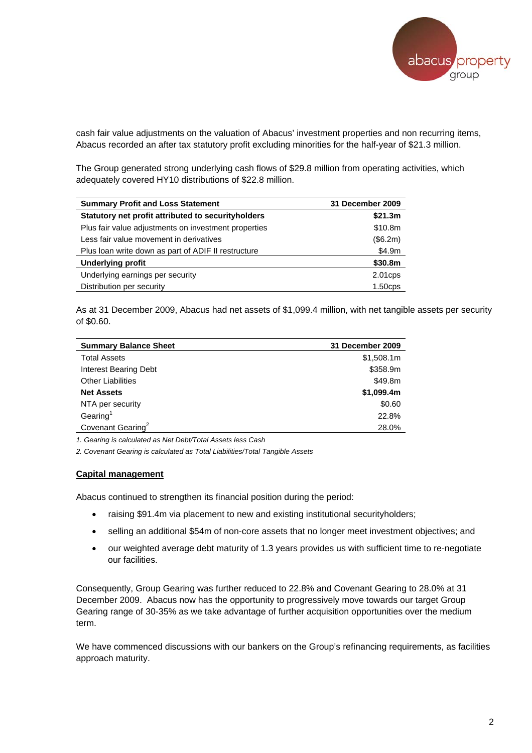cash fair value adjustments on the valuation of Abacus' investment properties and non recurring items, Abacus recorded an after tax statutory profit excluding minorities for the half-year of $21.3 million.

The Group generated strong underlying cash flows of $29.8 million from operating activities, which adequately covered HY10 distributions of $22.8 million.

| Summary Profit and Loss Statement | 31 December 2009 |
|---|---|
| **Statutory net profit attributed to securityholders** | **$21.3m** |
| Plus fair value adjustments on investment properties | $10.8m |
| Less fair value movement in derivatives | ($6.2m) |
| Plus loan write down as part of ADIF II restructure | $4.9m |
| **Underlying profit** | **$30.8m** |
| Underlying earnings per security | 2.01cps |
| Distribution per security | 1.50cps |

As at 31 December 2009, Abacus had net assets of $1,099.4 million, with net tangible assets per security of $0.60.

| Summary Balance Sheet | 31 December 2009 |
|---|---|
| Total Assets | $1,508.1m |
| Interest Bearing Debt | $358.9m |
| Other Liabilities | $49.8m |
| **Net Assets** | **$1,099.4m** |
| NTA per security | $0.60 |
| Gearing[1] | 22.8% |
| Covenant Gearing[2] | 28.0% |

*1. Gearing is calculated as Net Debt/Total Assets less Cash*

*2. Covenant Gearing is calculated as Total Liabilities/Total Tangible Assets*

**Capital management**

Abacus continued to strengthen its financial position during the period:

- raising $91.4m via placement to new and existing institutional securityholders;
- selling an additional $54m of non-core assets that no longer meet investment objectives; and
- our weighted average debt maturity of 1.3 years provides us with sufficient time to re-negotiate our facilities.

Consequently, Group Gearing was further reduced to 22.8% and Covenant Gearing to 28.0% at 31 December 2009. Abacus now has the opportunity to progressively move towards our target Group Gearing range of 30-35% as we take advantage of further acquisition opportunities over the medium term.

We have commenced discussions with our bankers on the Group's refinancing requirements, as facilities approach maturity.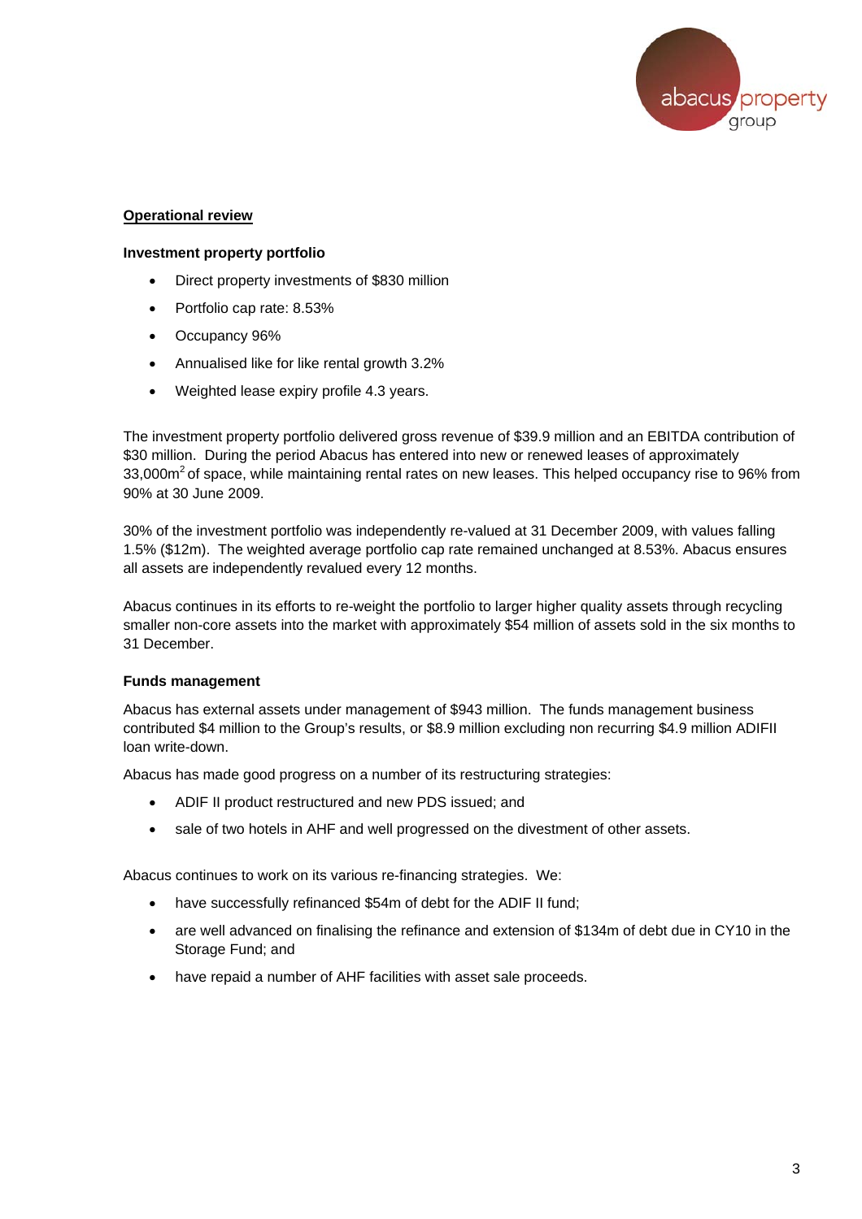## Operational review

### Investment property portfolio

- Direct property investments of $830 million
- Portfolio cap rate: 8.53%
- Occupancy 96%
- Annualised like for like rental growth 3.2%
- Weighted lease expiry profile 4.3 years.

The investment property portfolio delivered gross revenue of $39.9 million and an EBITDA contribution of $30 million. During the period Abacus has entered into new or renewed leases of approximately 33,000m$^2$ of space, while maintaining rental rates on new leases. This helped occupancy rise to 96% from 90% at 30 June 2009.

30% of the investment portfolio was independently re-valued at 31 December 2009, with values falling 1.5% ($12m). The weighted average portfolio cap rate remained unchanged at 8.53%. Abacus ensures all assets are independently revalued every 12 months.

Abacus continues in its efforts to re-weight the portfolio to larger higher quality assets through recycling smaller non-core assets into the market with approximately $54 million of assets sold in the six months to 31 December.

### Funds management

Abacus has external assets under management of $943 million. The funds management business contributed $4 million to the Group's results, or $8.9 million excluding non recurring $4.9 million ADIFII loan write-down.

Abacus has made good progress on a number of its restructuring strategies:

- ADIF II product restructured and new PDS issued; and
- sale of two hotels in AHF and well progressed on the divestment of other assets.

Abacus continues to work on its various re-financing strategies. We:

- have successfully refinanced $54m of debt for the ADIF II fund;
- are well advanced on finalising the refinance and extension of $134m of debt due in CY10 in the Storage Fund; and
- have repaid a number of AHF facilities with asset sale proceeds.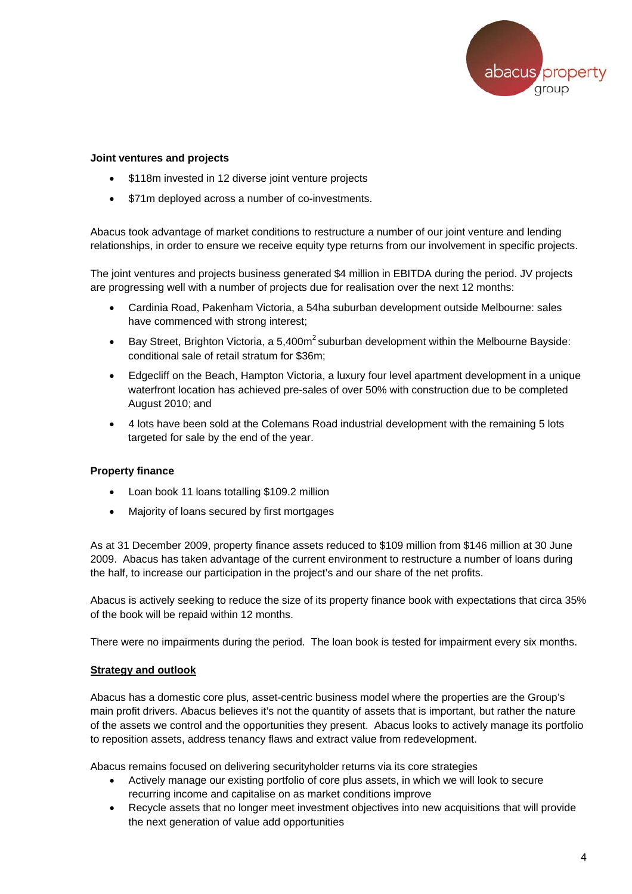**Joint ventures and projects**

- $118m invested in 12 diverse joint venture projects
- $71m deployed across a number of co-investments.

Abacus took advantage of market conditions to restructure a number of our joint venture and lending relationships, in order to ensure we receive equity type returns from our involvement in specific projects.

The joint ventures and projects business generated $4 million in EBITDA during the period. JV projects are progressing well with a number of projects due for realisation over the next 12 months:

- Cardinia Road, Pakenham Victoria, a 54ha suburban development outside Melbourne: sales have commenced with strong interest;
- Bay Street, Brighton Victoria, a 5,400m$^2$ suburban development within the Melbourne Bayside: conditional sale of retail stratum for $36m;
- Edgecliff on the Beach, Hampton Victoria, a luxury four level apartment development in a unique waterfront location has achieved pre-sales of over 50% with construction due to be completed August 2010; and
- 4 lots have been sold at the Colemans Road industrial development with the remaining 5 lots targeted for sale by the end of the year.

**Property finance**

- Loan book 11 loans totalling $109.2 million
- Majority of loans secured by first mortgages

As at 31 December 2009, property finance assets reduced to $109 million from $146 million at 30 June 2009. Abacus has taken advantage of the current environment to restructure a number of loans during the half, to increase our participation in the project's and our share of the net profits.

Abacus is actively seeking to reduce the size of its property finance book with expectations that circa 35% of the book will be repaid within 12 months.

There were no impairments during the period. The loan book is tested for impairment every six months.

**Strategy and outlook**

Abacus has a domestic core plus, asset-centric business model where the properties are the Group's main profit drivers. Abacus believes it's not the quantity of assets that is important, but rather the nature of the assets we control and the opportunities they present. Abacus looks to actively manage its portfolio to reposition assets, address tenancy flaws and extract value from redevelopment.

Abacus remains focused on delivering securityholder returns via its core strategies

- Actively manage our existing portfolio of core plus assets, in which we will look to secure recurring income and capitalise on as market conditions improve
- Recycle assets that no longer meet investment objectives into new acquisitions that will provide the next generation of value add opportunities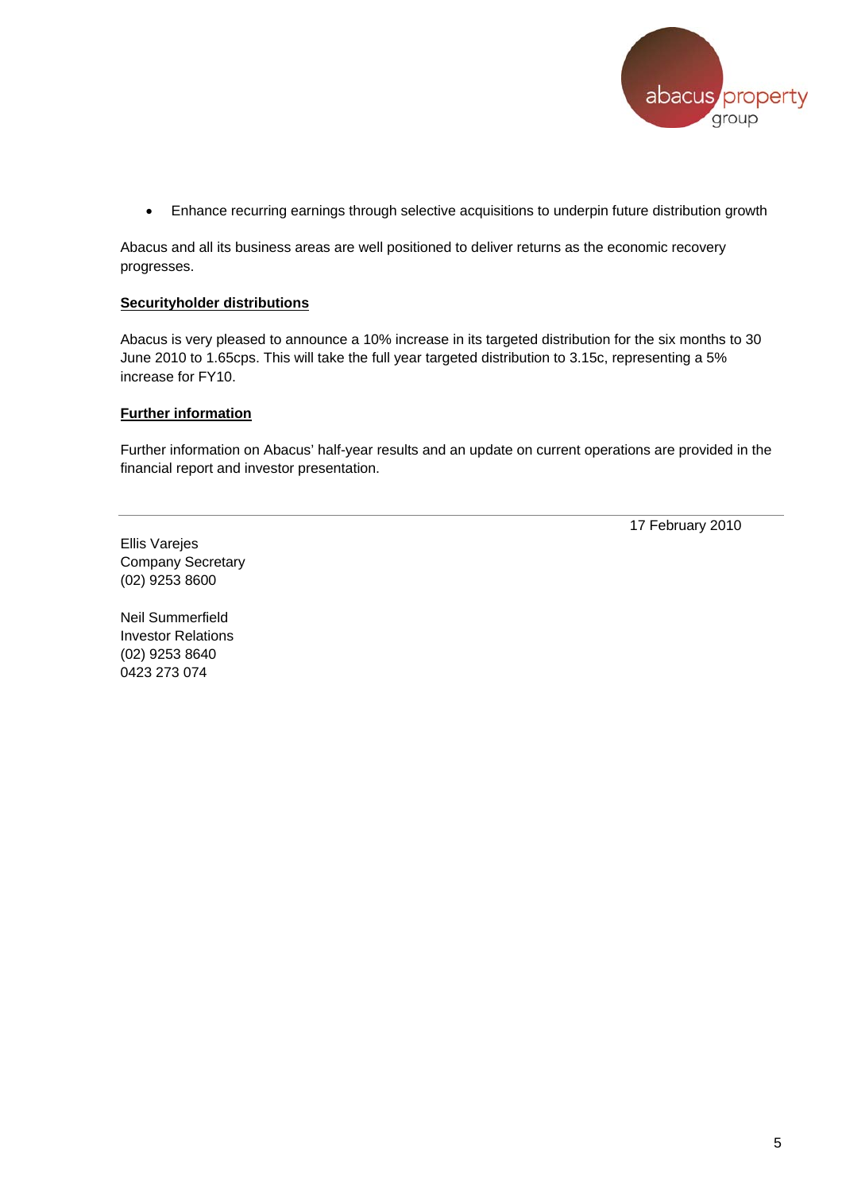- Enhance recurring earnings through selective acquisitions to underpin future distribution growth

Abacus and all its business areas are well positioned to deliver returns as the economic recovery progresses.

## Securityholder distributions

Abacus is very pleased to announce a 10% increase in its targeted distribution for the six months to 30 June 2010 to 1.65cps. This will take the full year targeted distribution to 3.15c, representing a 5% increase for FY10.

## Further information

Further information on Abacus' half-year results and an update on current operations are provided in the financial report and investor presentation.

---

17 February 2010

Ellis Varejes
Company Secretary
(02) 9253 8600

Neil Summerfield
Investor Relations
(02) 9253 8640
0423 273 074